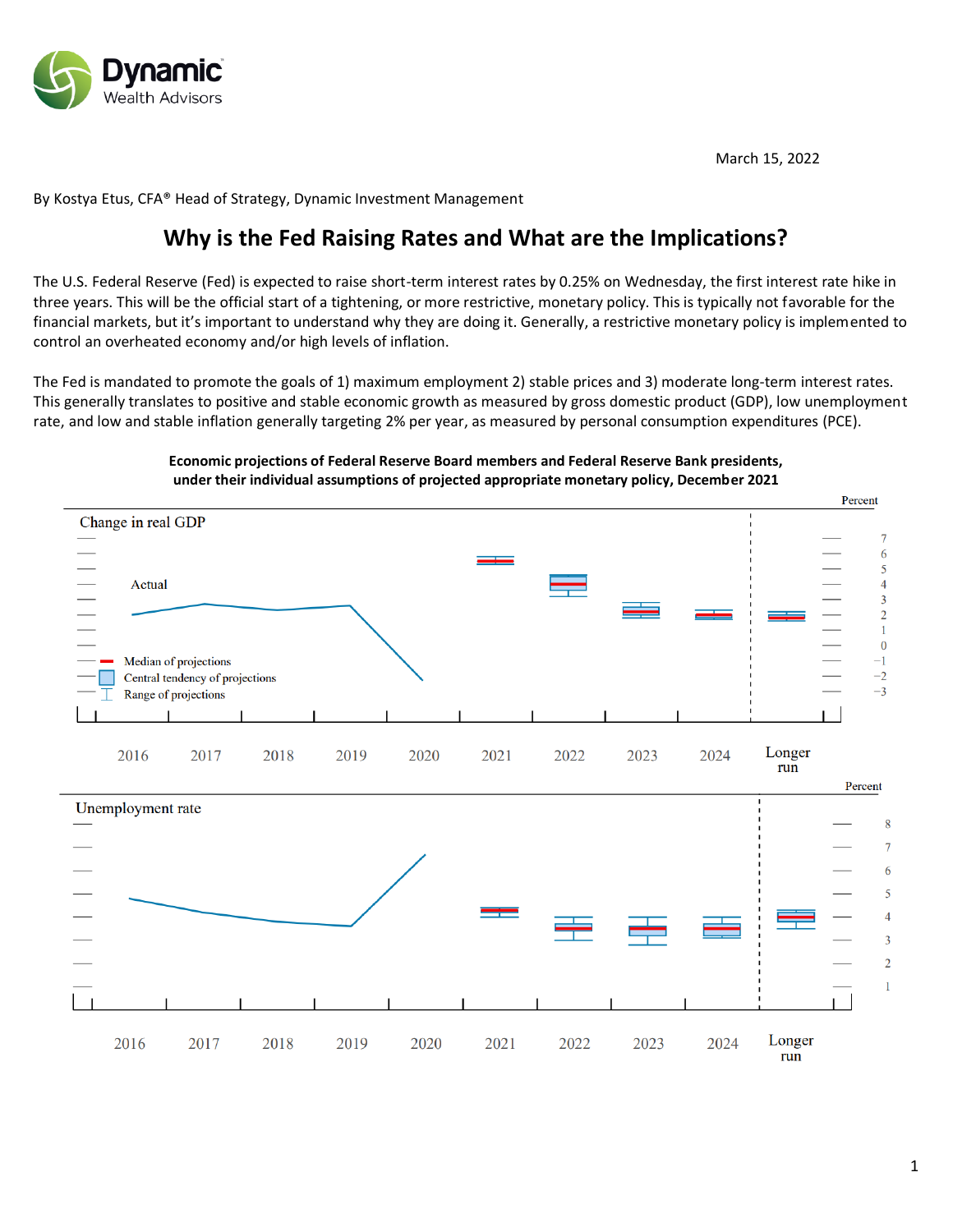March 15, 2022

By Kostya Etus, CFA® Head of Strategy, Dynamic Investment Management

# Why is the Fed Raising Rates and What are the Implications?

The U.S. Federal Reserve (Fed) is expected to raise short-term interest rates by 0.25% on Wednesday, the first interest rate hike in three years. This will be the official start of a tightening, or more restrictive, monetary policy. This is typically not favorable for the financial markets, but it's important to understand why they are doing it. Generally, a restrictive monetary policy is implemented to control an overheated economy and/or high levels of inflation.

The Fed is mandated to promote the goals of 1) maximum employment 2) stable prices and 3) moderate long-term interest rates. This generally translates to positive and stable economic growth as measured by gross domestic product (GDP), low unemployment rate, and low and stable inflation generally targeting 2% per year, as measured by personal consumption expenditures (PCE).

**Economic projections of Federal Reserve Board members and Federal Reserve Bank presidents, under their individual assumptions of projected appropriate monetary policy, December 2021**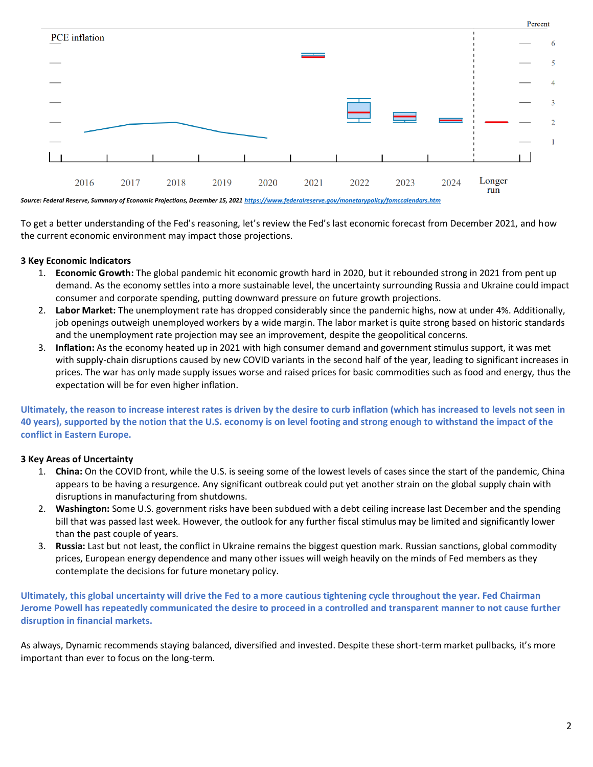PCE inflation

Percent

Source: Federal Reserve, Summary of Economic Projections, December 15, 2021 https://www.federalreserve.gov/monetarypolicy/fomccalendars.htm

To get a better understanding of the Fed's reasoning, let's review the Fed's last economic forecast from December 2021, and how the current economic environment may impact those projections.

**3 Key Economic Indicators**

1. **Economic Growth:** The global pandemic hit economic growth hard in 2020, but it rebounded strong in 2021 from pent up demand. As the economy settles into a more sustainable level, the uncertainty surrounding Russia and Ukraine could impact consumer and corporate spending, putting downward pressure on future growth projections.
2. **Labor Market:** The unemployment rate has dropped considerably since the pandemic highs, now at under 4%. Additionally, job openings outweigh unemployed workers by a wide margin. The labor market is quite strong based on historic standards and the unemployment rate projection may see an improvement, despite the geopolitical concerns.
3. **Inflation:** As the economy heated up in 2021 with high consumer demand and government stimulus support, it was met with supply-chain disruptions caused by new COVID variants in the second half of the year, leading to significant increases in prices. The war has only made supply issues worse and raised prices for basic commodities such as food and energy, thus the expectation will be for even higher inflation.

**Ultimately, the reason to increase interest rates is driven by the desire to curb inflation (which has increased to levels not seen in 40 years), supported by the notion that the U.S. economy is on level footing and strong enough to withstand the impact of the conflict in Eastern Europe.**

**3 Key Areas of Uncertainty**

1. **China:** On the COVID front, while the U.S. is seeing some of the lowest levels of cases since the start of the pandemic, China appears to be having a resurgence. Any significant outbreak could put yet another strain on the global supply chain with disruptions in manufacturing from shutdowns.
2. **Washington:** Some U.S. government risks have been subdued with a debt ceiling increase last December and the spending bill that was passed last week. However, the outlook for any further fiscal stimulus may be limited and significantly lower than the past couple of years.
3. **Russia:** Last but not least, the conflict in Ukraine remains the biggest question mark. Russian sanctions, global commodity prices, European energy dependence and many other issues will weigh heavily on the minds of Fed members as they contemplate the decisions for future monetary policy.

**Ultimately, this global uncertainty will drive the Fed to a more cautious tightening cycle throughout the year. Fed Chairman Jerome Powell has repeatedly communicated the desire to proceed in a controlled and transparent manner to not cause further disruption in financial markets.**

As always, Dynamic recommends staying balanced, diversified and invested. Despite these short-term market pullbacks, it's more important than ever to focus on the long-term.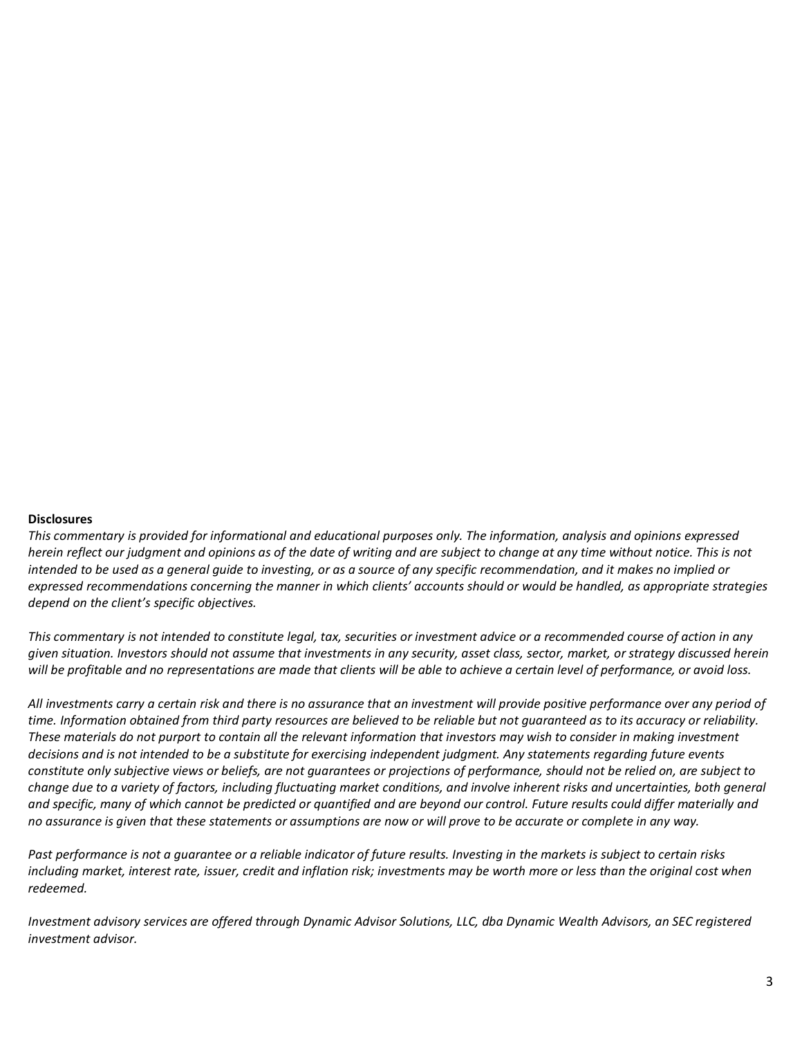**Disclosures**

*This commentary is provided for informational and educational purposes only. The information, analysis and opinions expressed herein reflect our judgment and opinions as of the date of writing and are subject to change at any time without notice. This is not intended to be used as a general guide to investing, or as a source of any specific recommendation, and it makes no implied or expressed recommendations concerning the manner in which clients' accounts should or would be handled, as appropriate strategies depend on the client's specific objectives.*

*This commentary is not intended to constitute legal, tax, securities or investment advice or a recommended course of action in any given situation. Investors should not assume that investments in any security, asset class, sector, market, or strategy discussed herein will be profitable and no representations are made that clients will be able to achieve a certain level of performance, or avoid loss.*

*All investments carry a certain risk and there is no assurance that an investment will provide positive performance over any period of time. Information obtained from third party resources are believed to be reliable but not guaranteed as to its accuracy or reliability. These materials do not purport to contain all the relevant information that investors may wish to consider in making investment decisions and is not intended to be a substitute for exercising independent judgment. Any statements regarding future events constitute only subjective views or beliefs, are not guarantees or projections of performance, should not be relied on, are subject to change due to a variety of factors, including fluctuating market conditions, and involve inherent risks and uncertainties, both general and specific, many of which cannot be predicted or quantified and are beyond our control. Future results could differ materially and no assurance is given that these statements or assumptions are now or will prove to be accurate or complete in any way.*

*Past performance is not a guarantee or a reliable indicator of future results. Investing in the markets is subject to certain risks including market, interest rate, issuer, credit and inflation risk; investments may be worth more or less than the original cost when redeemed.*

*Investment advisory services are offered through Dynamic Advisor Solutions, LLC, dba Dynamic Wealth Advisors, an SEC registered investment advisor.*